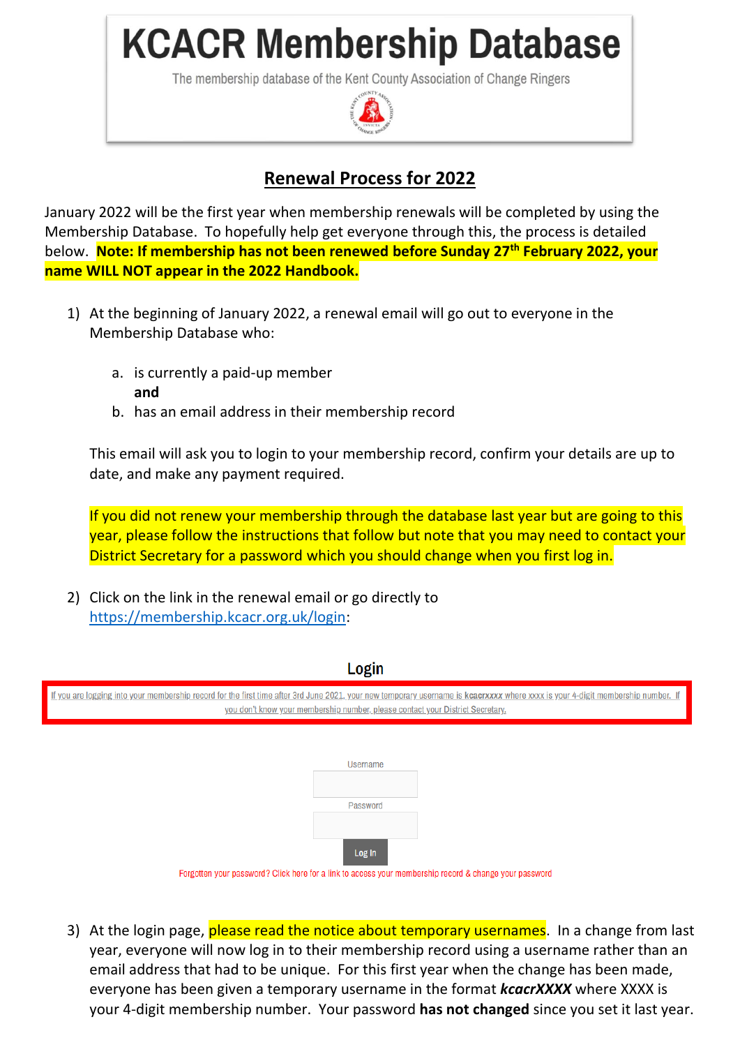# KCACR Membership Database

The membership database of the Kent County Association of Change Ringers

## Renewal Process for 2022

January 2022 will be the first year when membership renewals will be completed by using the Membership Database. To hopefully help get everyone through this, the process is detailed below. **Note: If membership has not been renewed before Sunday 27th February 2022, your name WILL NOT appear in the 2022 Handbook.**

1) At the beginning of January 2022, a renewal email will go out to everyone in the Membership Database who:

   a. is currently a paid-up member
   **and**
   b. has an email address in their membership record

   This email will ask you to login to your membership record, confirm your details are up to date, and make any payment required.

   If you did not renew your membership through the database last year but are going to this year, please follow the instructions that follow but note that you may need to contact your District Secretary for a password which you should change when you first log in.

2) Click on the link in the renewal email or go directly to https://membership.kcacr.org.uk/login:

   **Login**

   If you are logging into your membership record for the first time after 3rd June 2021, your new temporary username is **kcacrxxxx** where xxxx is your 4-digit membership number. If you don't know your membership number, please contact your District Secretary.

   Username

   Password

   Log In

   Forgotten your password? Click here for a link to access your membership record & change your password

3) At the login page, please read the notice about temporary usernames. In a change from last year, everyone will now log in to their membership record using a username rather than an email address that had to be unique. For this first year when the change has been made, everyone has been given a temporary username in the format ***kcacrXXXX*** where XXXX is your 4-digit membership number. Your password **has not changed** since you set it last year.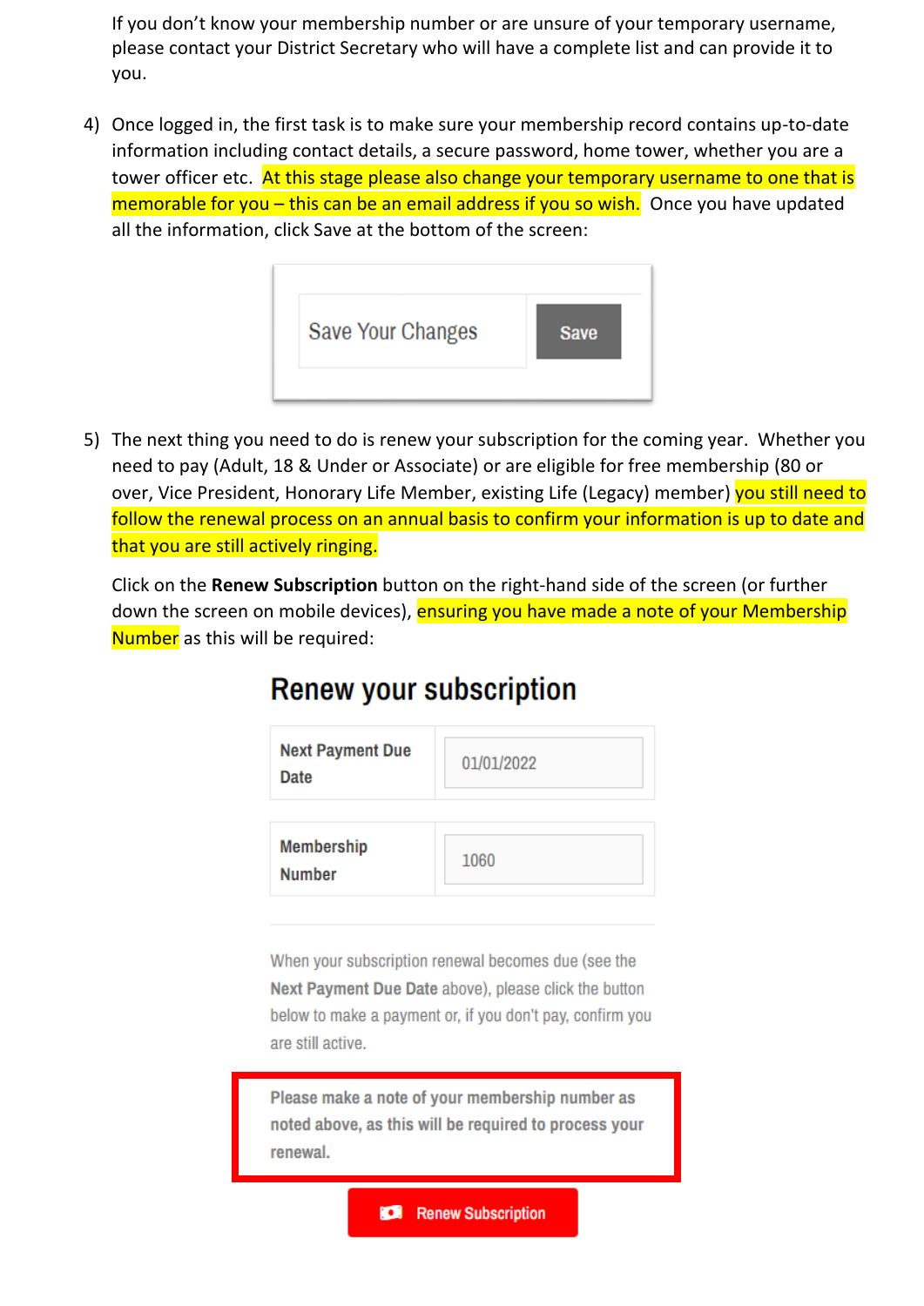If you don't know your membership number or are unsure of your temporary username, please contact your District Secretary who will have a complete list and can provide it to you.

4) Once logged in, the first task is to make sure your membership record contains up-to-date information including contact details, a secure password, home tower, whether you are a tower officer etc. At this stage please also change your temporary username to one that is memorable for you – this can be an email address if you so wish. Once you have updated all the information, click Save at the bottom of the screen:

   Save Your Changes | Save

5) The next thing you need to do is renew your subscription for the coming year. Whether you need to pay (Adult, 18 & Under or Associate) or are eligible for free membership (80 or over, Vice President, Honorary Life Member, existing Life (Legacy) member) you still need to follow the renewal process on an annual basis to confirm your information is up to date and that you are still actively ringing.

   Click on the **Renew Subscription** button on the right-hand side of the screen (or further down the screen on mobile devices), ensuring you have made a note of your Membership Number as this will be required:

   ## Renew your subscription

   | | |
   |---|---|
   | **Next Payment Due Date** | 01/01/2022 |
   | **Membership Number** | 1060 |

   When your subscription renewal becomes due (see the **Next Payment Due Date** above), please click the button below to make a payment or, if you don't pay, confirm you are still active.

   **Please make a note of your membership number as noted above, as this will be required to process your renewal.**

   Renew Subscription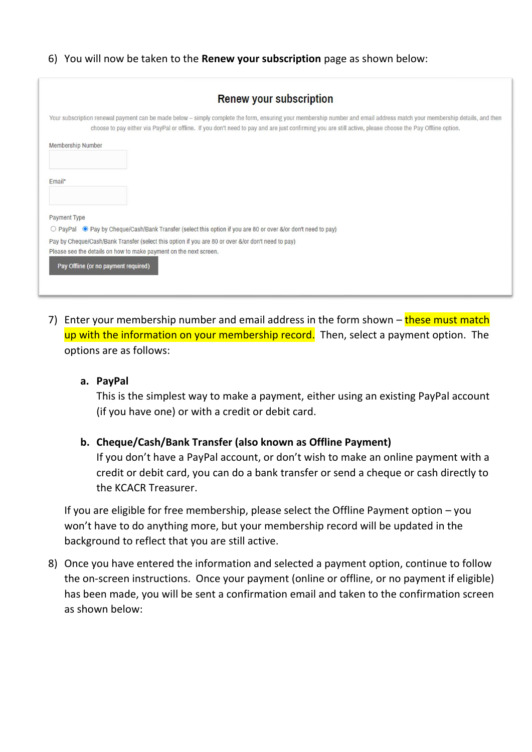6) You will now be taken to the **Renew your subscription** page as shown below:

## Renew your subscription

Your subscription renewal payment can be made below – simply complete the form, ensuring your membership number and email address match your membership details, and then choose to pay either via PayPal or offline. If you don't need to pay and are just confirming you are still active, please choose the Pay Offline option.

Membership Number

Email*

Payment Type

○ PayPal ◉ Pay by Cheque/Cash/Bank Transfer (select this option if you are 80 or over &/or don't need to pay)

Pay by Cheque/Cash/Bank Transfer (select this option if you are 80 or over &/or don't need to pay)

Please see the details on how to make payment on the next screen.

Pay Offline (or no payment required)

7) Enter your membership number and email address in the form shown – these must match up with the information on your membership record. Then, select a payment option. The options are as follows:

   a. **PayPal**
      This is the simplest way to make a payment, either using an existing PayPal account (if you have one) or with a credit or debit card.

   b. **Cheque/Cash/Bank Transfer (also known as Offline Payment)**
      If you don't have a PayPal account, or don't wish to make an online payment with a credit or debit card, you can do a bank transfer or send a cheque or cash directly to the KCACR Treasurer.

   If you are eligible for free membership, please select the Offline Payment option – you won't have to do anything more, but your membership record will be updated in the background to reflect that you are still active.

8) Once you have entered the information and selected a payment option, continue to follow the on-screen instructions. Once your payment (online or offline, or no payment if eligible) has been made, you will be sent a confirmation email and taken to the confirmation screen as shown below: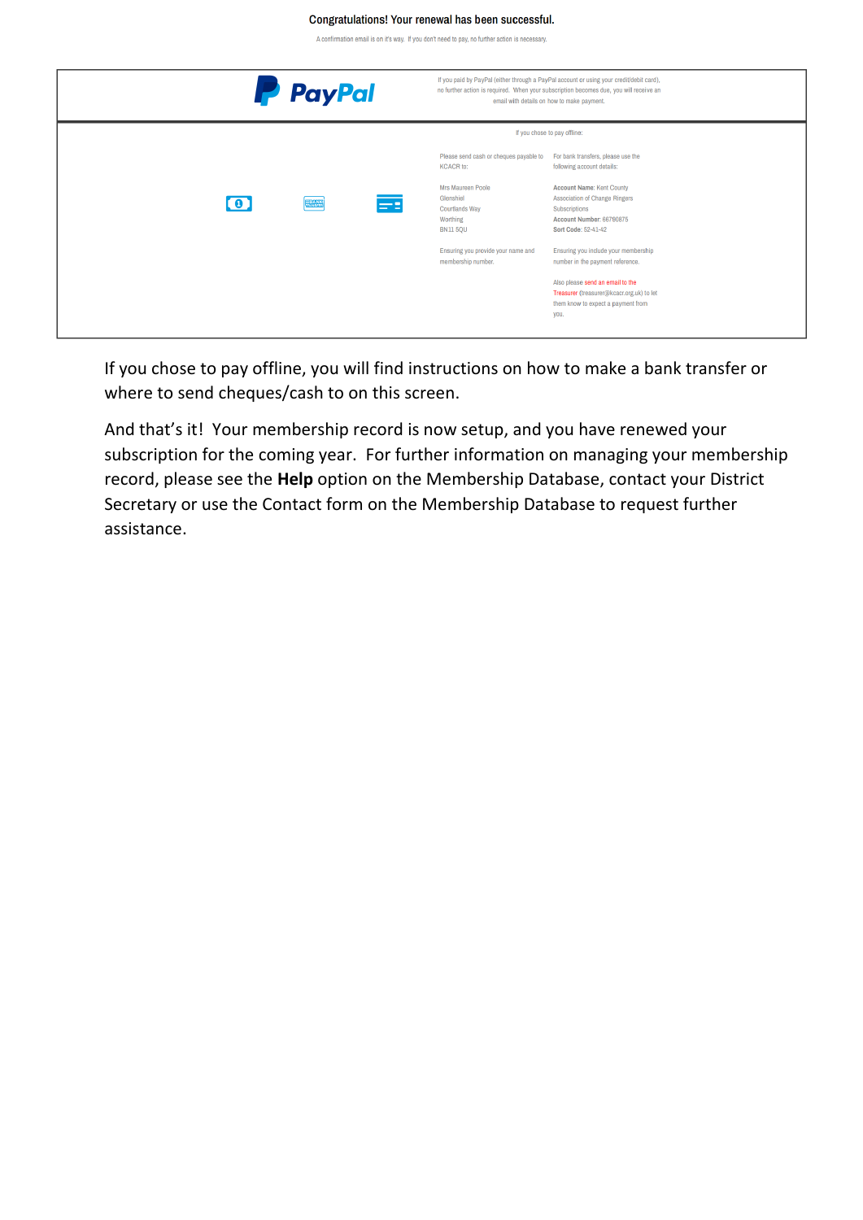Congratulations! Your renewal has been successful.

A confirmation email is on it's way. If you don't need to pay, no further action is necessary.

PayPal

If you paid by PayPal (either through a PayPal account or using your credit/debit card), no further action is required. When your subscription becomes due, you will receive an email with details on how to make payment.

If you chose to pay offline:

Please send cash or cheques payable to KCACR to:

Mrs Maureen Poole
Glenshiel
Courtlands Way
Worthing
BN11 5QU

Ensuring you provide your name and membership number.

For bank transfers, please use the following account details:

**Account Name:** Kent County Association of Change Ringers Subscriptions
**Account Number:** 66790875
**Sort Code:** 52-41-42

Ensuring you include your membership number in the payment reference.

Also please send an email to the Treasurer (treasurer@kcacr.org.uk) to let them know to expect a payment from you.

If you chose to pay offline, you will find instructions on how to make a bank transfer or where to send cheques/cash to on this screen.

And that's it! Your membership record is now setup, and you have renewed your subscription for the coming year. For further information on managing your membership record, please see the **Help** option on the Membership Database, contact your District Secretary or use the Contact form on the Membership Database to request further assistance.